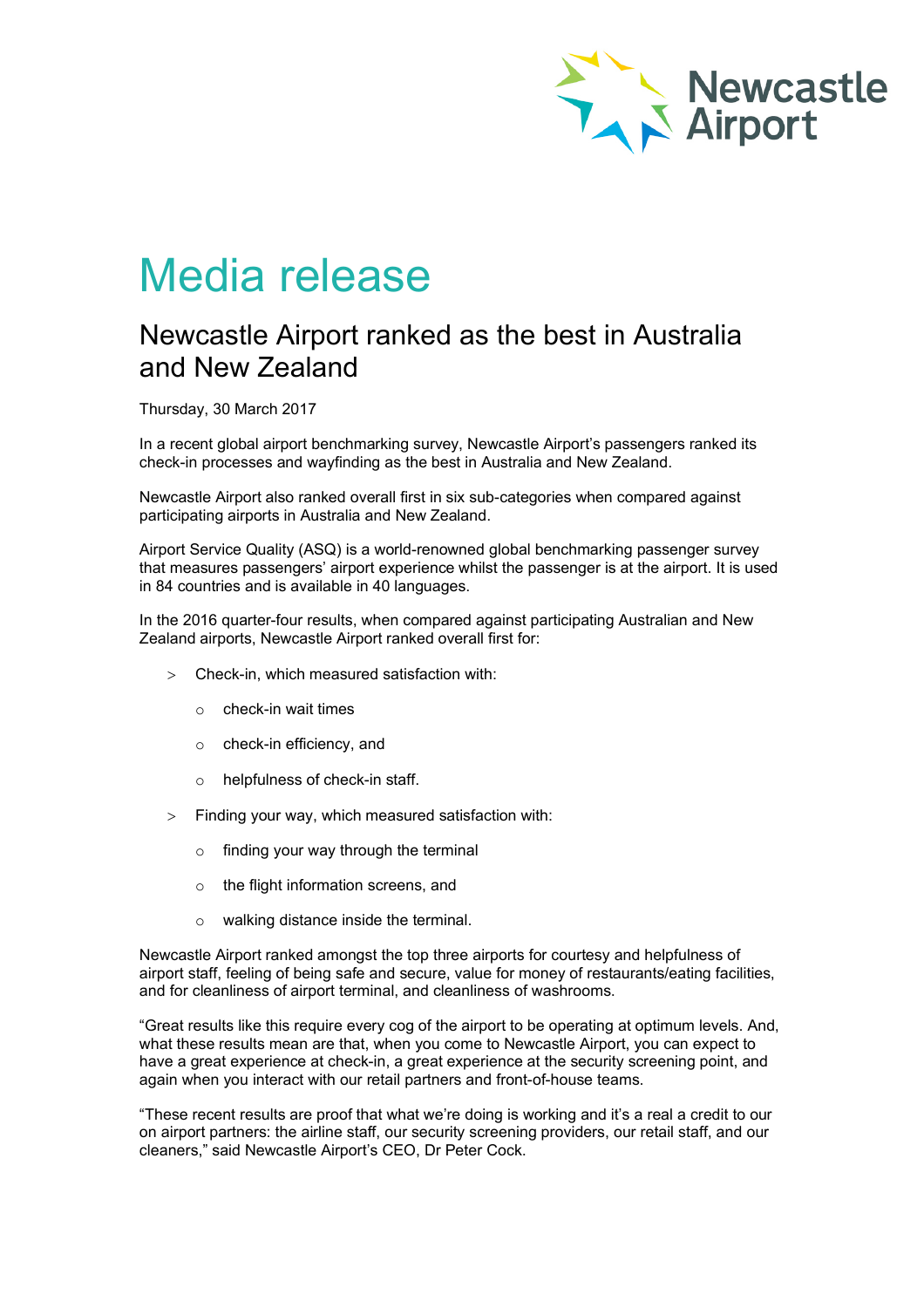# Media release

## Newcastle Airport ranked as the best in Australia and New Zealand

Thursday, 30 March 2017

In a recent global airport benchmarking survey, Newcastle Airport's passengers ranked its check-in processes and wayfinding as the best in Australia and New Zealand.

Newcastle Airport also ranked overall first in six sub-categories when compared against participating airports in Australia and New Zealand.

Airport Service Quality (ASQ) is a world-renowned global benchmarking passenger survey that measures passengers' airport experience whilst the passenger is at the airport. It is used in 84 countries and is available in 40 languages.

In the 2016 quarter-four results, when compared against participating Australian and New Zealand airports, Newcastle Airport ranked overall first for:

- Check-in, which measured satisfaction with:
  - check-in wait times
  - check-in efficiency, and
  - helpfulness of check-in staff.
- Finding your way, which measured satisfaction with:
  - finding your way through the terminal
  - the flight information screens, and
  - walking distance inside the terminal.

Newcastle Airport ranked amongst the top three airports for courtesy and helpfulness of airport staff, feeling of being safe and secure, value for money of restaurants/eating facilities, and for cleanliness of airport terminal, and cleanliness of washrooms.

"Great results like this require every cog of the airport to be operating at optimum levels. And, what these results mean are that, when you come to Newcastle Airport, you can expect to have a great experience at check-in, a great experience at the security screening point, and again when you interact with our retail partners and front-of-house teams.

"These recent results are proof that what we're doing is working and it's a real a credit to our on airport partners: the airline staff, our security screening providers, our retail staff, and our cleaners," said Newcastle Airport's CEO, Dr Peter Cock.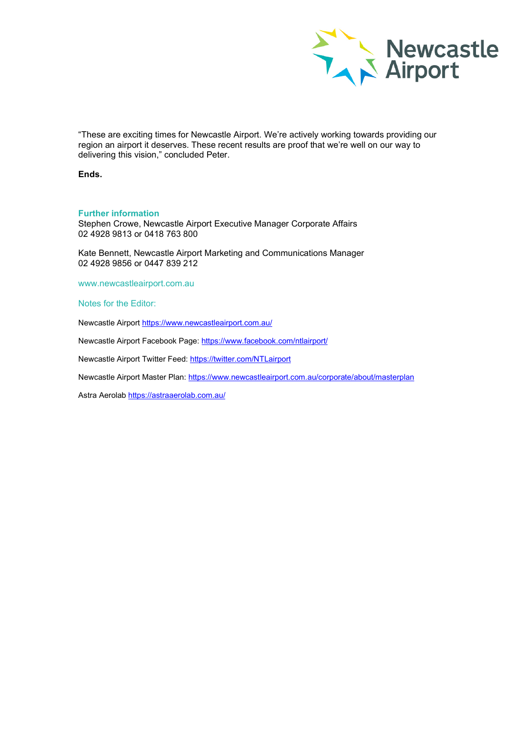"These are exciting times for Newcastle Airport. We're actively working towards providing our region an airport it deserves. These recent results are proof that we're well on our way to delivering this vision," concluded Peter.

**Ends.**

**Further information**

Stephen Crowe, Newcastle Airport Executive Manager Corporate Affairs
02 4928 9813 or 0418 763 800

Kate Bennett, Newcastle Airport Marketing and Communications Manager
02 4928 9856 or 0447 839 212

www.newcastleairport.com.au

Notes for the Editor:

Newcastle Airport https://www.newcastleairport.com.au/

Newcastle Airport Facebook Page: https://www.facebook.com/ntlairport/

Newcastle Airport Twitter Feed: https://twitter.com/NTLairport

Newcastle Airport Master Plan: https://www.newcastleairport.com.au/corporate/about/masterplan

Astra Aerolab https://astraaerolab.com.au/